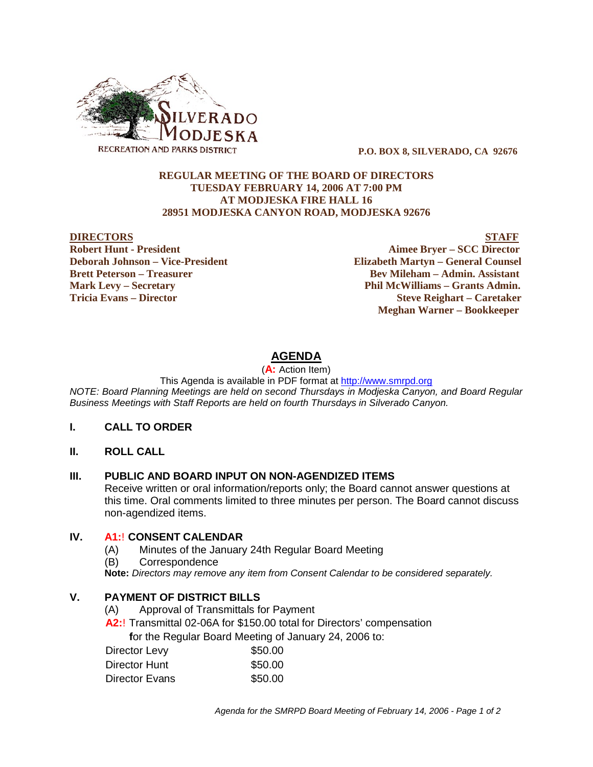SILVERADO MODJESKA
RECREATION AND PARKS DISTRICT

**P.O. BOX 8, SILVERADO, CA 92676**

**REGULAR MEETING OF THE BOARD OF DIRECTORS**
**TUESDAY FEBRUARY 14, 2006 AT 7:00 PM**
**AT MODJESKA FIRE HALL 16**
**28951 MODJESKA CANYON ROAD, MODJESKA 92676**

| **DIRECTORS** | **STAFF** |
|---|---|
| **Robert Hunt - President** | **Aimee Bryer – SCC Director** |
| **Deborah Johnson – Vice-President** | **Elizabeth Martyn – General Counsel** |
| **Brett Peterson – Treasurer** | **Bev Mileham – Admin. Assistant** |
| **Mark Levy – Secretary** | **Phil McWilliams – Grants Admin.** |
| **Tricia Evans – Director** | **Steve Reighart – Caretaker** |
| | **Meghan Warner – Bookkeeper** |

## AGENDA

(**A:** Action Item)

This Agenda is available in PDF format at http://www.smrpd.org

*NOTE: Board Planning Meetings are held on second Thursdays in Modjeska Canyon, and Board Regular Business Meetings with Staff Reports are held on fourth Thursdays in Silverado Canyon.*

### I. CALL TO ORDER

### II. ROLL CALL

### III. PUBLIC AND BOARD INPUT ON NON-AGENDIZED ITEMS

Receive written or oral information/reports only; the Board cannot answer questions at this time. Oral comments limited to three minutes per person. The Board cannot discuss non-agendized items.

### IV. A1:! CONSENT CALENDAR

(A) Minutes of the January 24th Regular Board Meeting

(B) Correspondence

**Note:** *Directors may remove any item from Consent Calendar to be considered separately.*

### V. PAYMENT OF DISTRICT BILLS

(A) Approval of Transmittals for Payment

**A2:**! Transmittal 02-06A for $150.00 total for Directors' compensation **f**or the Regular Board Meeting of January 24, 2006 to:

| | |
|---|---|
| Director Levy | $50.00 |
| Director Hunt | $50.00 |
| Director Evans | $50.00 |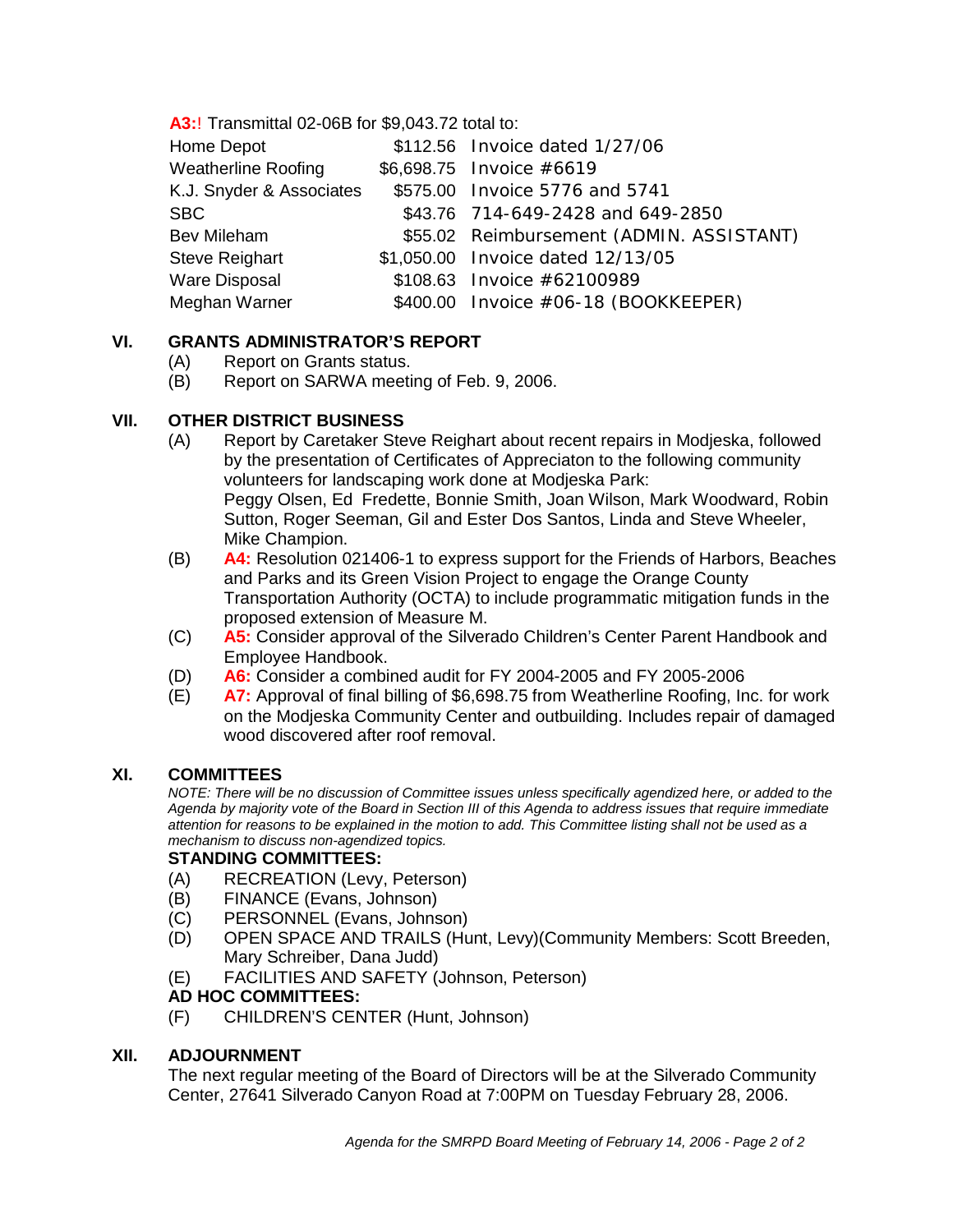**A3:**! Transmittal 02-06B for $9,043.72 total to:

| | | |
|---|---|---|
| Home Depot | $112.56 | Invoice dated 1/27/06 |
| Weatherline Roofing | $6,698.75 | Invoice #6619 |
| K.J. Snyder & Associates | $575.00 | Invoice 5776 and 5741 |
| SBC | $43.76 | 714-649-2428 and 649-2850 |
| Bev Mileham | $55.02 | Reimbursement (ADMIN. ASSISTANT) |
| Steve Reighart | $1,050.00 | Invoice dated 12/13/05 |
| Ware Disposal | $108.63 | Invoice #62100989 |
| Meghan Warner | $400.00 | Invoice #06-18 (BOOKKEEPER) |

## VI. GRANTS ADMINISTRATOR'S REPORT

(A) Report on Grants status.
(B) Report on SARWA meeting of Feb. 9, 2006.

## VII. OTHER DISTRICT BUSINESS

(A) Report by Caretaker Steve Reighart about recent repairs in Modjeska, followed by the presentation of Certificates of Appreciaton to the following community volunteers for landscaping work done at Modjeska Park:
Peggy Olsen, Ed Fredette, Bonnie Smith, Joan Wilson, Mark Woodward, Robin Sutton, Roger Seeman, Gil and Ester Dos Santos, Linda and Steve Wheeler, Mike Champion.

(B) **A4:** Resolution 021406-1 to express support for the Friends of Harbors, Beaches and Parks and its Green Vision Project to engage the Orange County Transportation Authority (OCTA) to include programmatic mitigation funds in the proposed extension of Measure M.

(C) **A5:** Consider approval of the Silverado Children's Center Parent Handbook and Employee Handbook.

(D) **A6:** Consider a combined audit for FY 2004-2005 and FY 2005-2006

(E) **A7:** Approval of final billing of $6,698.75 from Weatherline Roofing, Inc. for work on the Modjeska Community Center and outbuilding. Includes repair of damaged wood discovered after roof removal.

## XI. COMMITTEES

*NOTE: There will be no discussion of Committee issues unless specifically agendized here, or added to the Agenda by majority vote of the Board in Section III of this Agenda to address issues that require immediate attention for reasons to be explained in the motion to add. This Committee listing shall not be used as a mechanism to discuss non-agendized topics.*

**STANDING COMMITTEES:**

(A) RECREATION (Levy, Peterson)
(B) FINANCE (Evans, Johnson)
(C) PERSONNEL (Evans, Johnson)
(D) OPEN SPACE AND TRAILS (Hunt, Levy)(Community Members: Scott Breeden, Mary Schreiber, Dana Judd)
(E) FACILITIES AND SAFETY (Johnson, Peterson)

**AD HOC COMMITTEES:**

(F) CHILDREN'S CENTER (Hunt, Johnson)

## XII. ADJOURNMENT

The next regular meeting of the Board of Directors will be at the Silverado Community Center, 27641 Silverado Canyon Road at 7:00PM on Tuesday February 28, 2006.